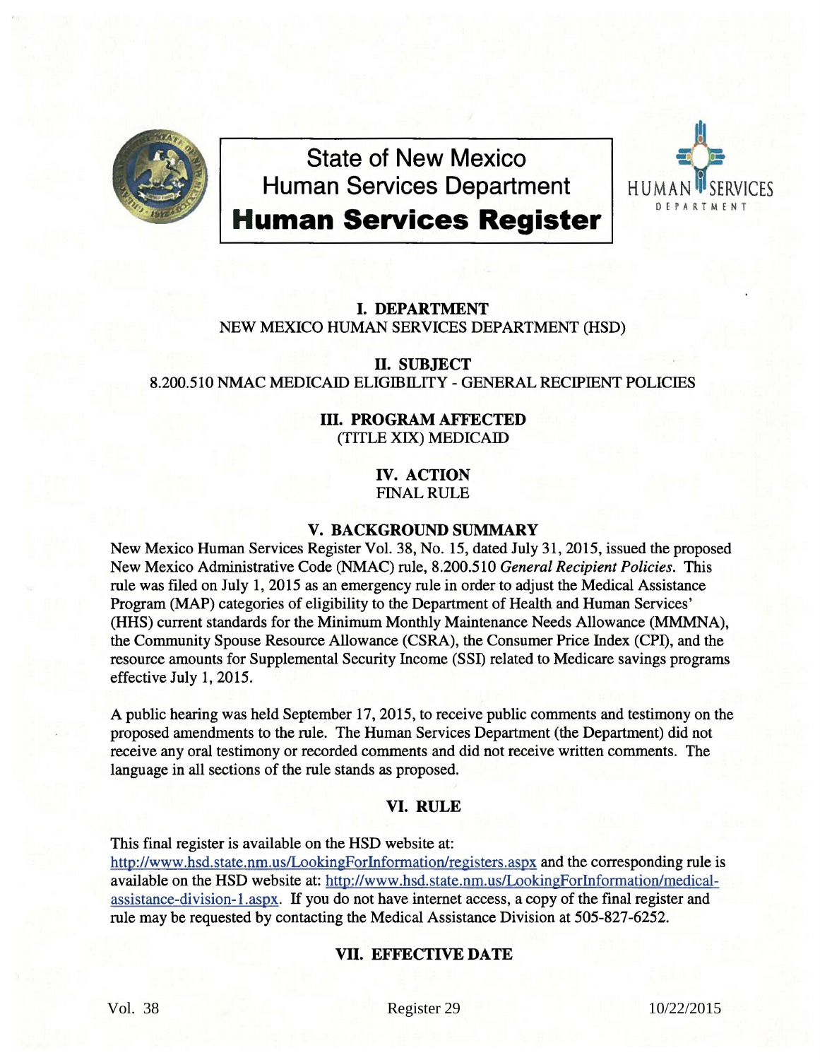# State of New Mexico
# Human Services Department
# **Human Services Register**

HUMAN SERVICES DEPARTMENT

## I. DEPARTMENT

NEW MEXICO HUMAN SERVICES DEPARTMENT (HSD)

## II. SUBJECT

8.200.510 NMAC MEDICAID ELIGIBILITY - GENERAL RECIPIENT POLICIES

## III. PROGRAM AFFECTED

(TITLE XIX) MEDICAID

## IV. ACTION

FINAL RULE

## V. BACKGROUND SUMMARY

New Mexico Human Services Register Vol. 38, No. 15, dated July 31, 2015, issued the proposed New Mexico Administrative Code (NMAC) rule, 8.200.510 *General Recipient Policies*. This rule was filed on July 1, 2015 as an emergency rule in order to adjust the Medical Assistance Program (MAP) categories of eligibility to the Department of Health and Human Services' (HHS) current standards for the Minimum Monthly Maintenance Needs Allowance (MMMNA), the Community Spouse Resource Allowance (CSRA), the Consumer Price Index (CPI), and the resource amounts for Supplemental Security Income (SSI) related to Medicare savings programs effective July 1, 2015.

A public hearing was held September 17, 2015, to receive public comments and testimony on the proposed amendments to the rule. The Human Services Department (the Department) did not receive any oral testimony or recorded comments and did not receive written comments. The language in all sections of the rule stands as proposed.

## VI. RULE

This final register is available on the HSD website at: http://www.hsd.state.nm.us/LookingForInformation/registers.aspx and the corresponding rule is available on the HSD website at: http://www.hsd.state.nm.us/LookingForInformation/medical-assistance-division-1.aspx. If you do not have internet access, a copy of the final register and rule may be requested by contacting the Medical Assistance Division at 505-827-6252.

## VII. EFFECTIVE DATE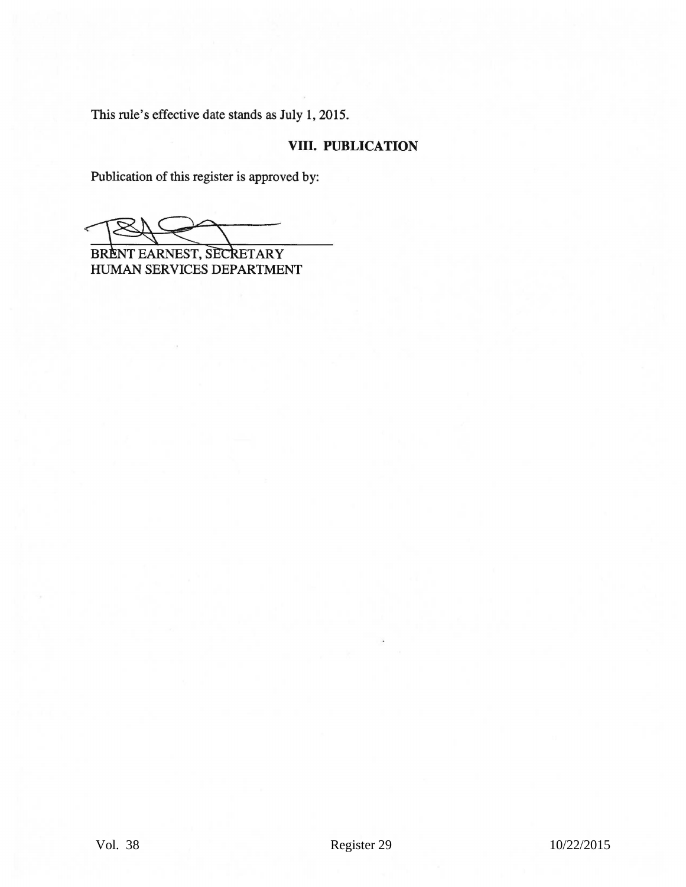This rule's effective date stands as July 1, 2015.

## VIII. PUBLICATION

Publication of this register is approved by:

BRENT EARNEST, SECRETARY
HUMAN SERVICES DEPARTMENT